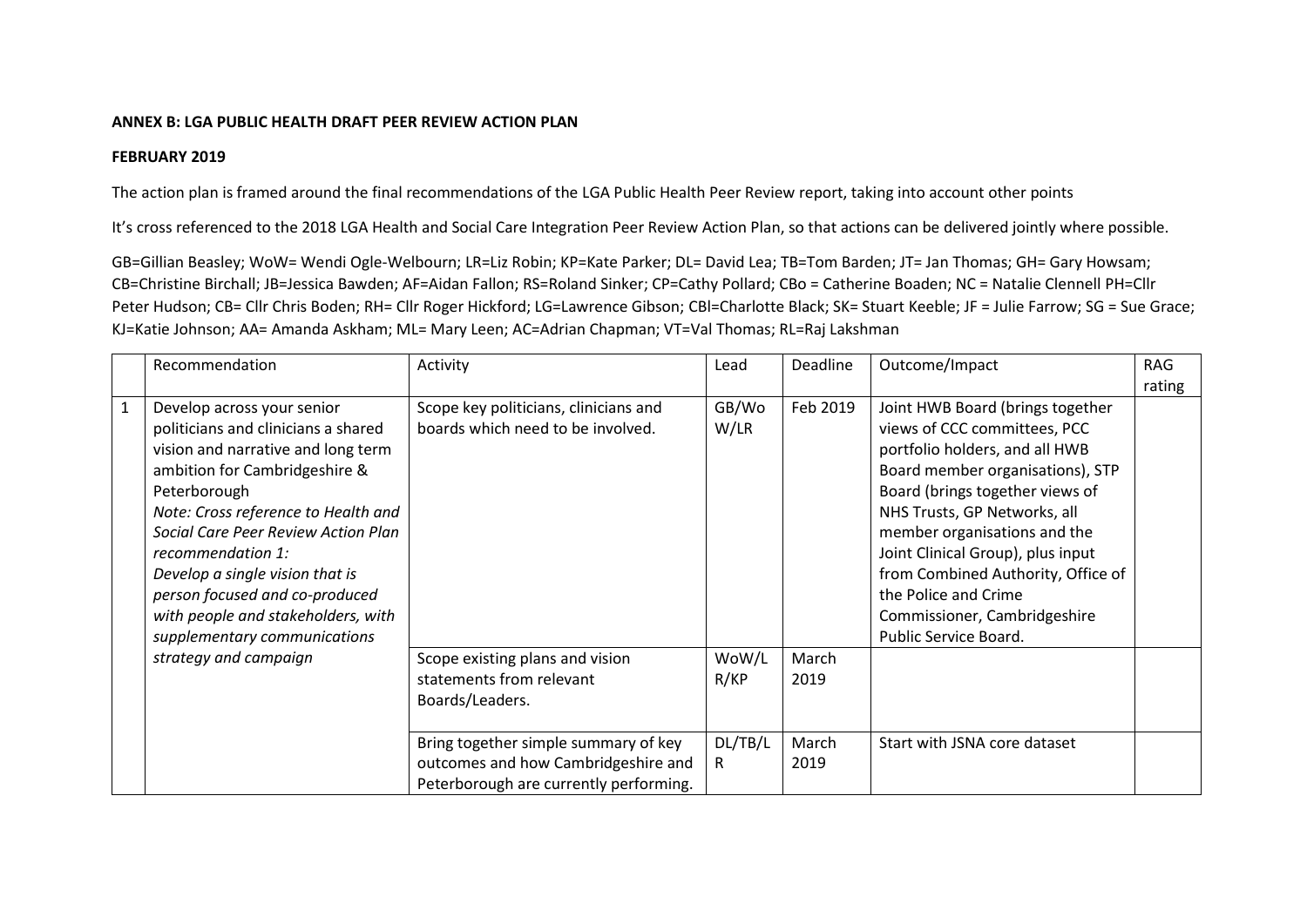**ANNEX B: LGA PUBLIC HEALTH DRAFT PEER REVIEW ACTION PLAN**

**FEBRUARY 2019**

The action plan is framed around the final recommendations of the LGA Public Health Peer Review report, taking into account other points

It's cross referenced to the 2018 LGA Health and Social Care Integration Peer Review Action Plan, so that actions can be delivered jointly where possible.

GB=Gillian Beasley; WoW= Wendi Ogle-Welbourn; LR=Liz Robin; KP=Kate Parker; DL= David Lea; TB=Tom Barden; JT= Jan Thomas; GH= Gary Howsam; CB=Christine Birchall; JB=Jessica Bawden; AF=Aidan Fallon; RS=Roland Sinker; CP=Cathy Pollard; CBo = Catherine Boaden; NC = Natalie Clennell PH=Cllr Peter Hudson; CB= Cllr Chris Boden; RH= Cllr Roger Hickford; LG=Lawrence Gibson; CBl=Charlotte Black; SK= Stuart Keeble; JF = Julie Farrow; SG = Sue Grace; KJ=Katie Johnson; AA= Amanda Askham; ML= Mary Leen; AC=Adrian Chapman; VT=Val Thomas; RL=Raj Lakshman

| | Recommendation | Activity | Lead | Deadline | Outcome/Impact | RAG rating |
|---|---|---|---|---|---|---|
| 1 | Develop across your senior politicians and clinicians a shared vision and narrative and long term ambition for Cambridgeshire & Peterborough<br>*Note: Cross reference to Health and Social Care Peer Review Action Plan recommendation 1:*<br>*Develop a single vision that is person focused and co-produced with people and stakeholders, with supplementary communications strategy and campaign* | Scope key politicians, clinicians and boards which need to be involved. | GB/WoW/LR | Feb 2019 | Joint HWB Board (brings together views of CCC committees, PCC portfolio holders, and all HWB Board member organisations), STP Board (brings together views of NHS Trusts, GP Networks, all member organisations and the Joint Clinical Group), plus input from Combined Authority, Office of the Police and Crime Commissioner, Cambridgeshire Public Service Board. | |
| | | Scope existing plans and vision statements from relevant Boards/Leaders. | WoW/LR/KP | March 2019 | | |
| | | Bring together simple summary of key outcomes and how Cambridgeshire and Peterborough are currently performing. | DL/TB/LR | March 2019 | Start with JSNA core dataset | |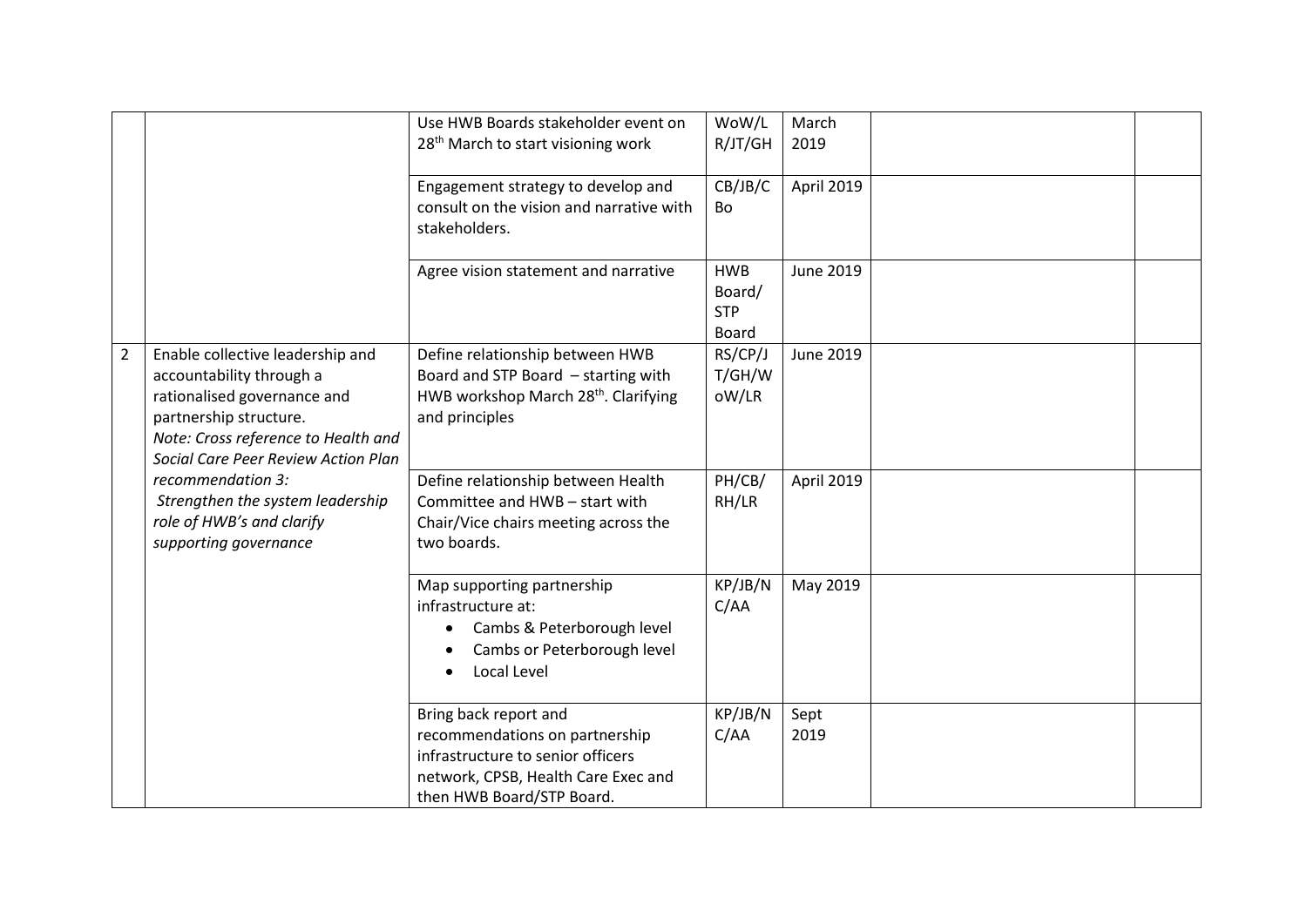| | | | | | | |
|---|---|---|---|---|---|---|
| | | Use HWB Boards stakeholder event on 28th March to start visioning work | WoW/LR/JT/GH | March 2019 | | |
| | | Engagement strategy to develop and consult on the vision and narrative with stakeholders. | CB/JB/CBo | April 2019 | | |
| | | Agree vision statement and narrative | HWB Board/ STP Board | June 2019 | | |
| 2 | Enable collective leadership and accountability through a rationalised governance and partnership structure. *Note: Cross reference to Health and Social Care Peer Review Action Plan recommendation 3: Strengthen the system leadership role of HWB's and clarify supporting governance* | Define relationship between HWB Board and STP Board – starting with HWB workshop March 28th. Clarifying and principles | RS/CP/JT/GH/WoW/LR | June 2019 | | |
| | | Define relationship between Health Committee and HWB – start with Chair/Vice chairs meeting across the two boards. | PH/CB/RH/LR | April 2019 | | |
| | | Map supporting partnership infrastructure at: <br>• Cambs & Peterborough level <br>• Cambs or Peterborough level <br>• Local Level | KP/JB/NC/AA | May 2019 | | |
| | | Bring back report and recommendations on partnership infrastructure to senior officers network, CPSB, Health Care Exec and then HWB Board/STP Board. | KP/JB/NC/AA | Sept 2019 | | |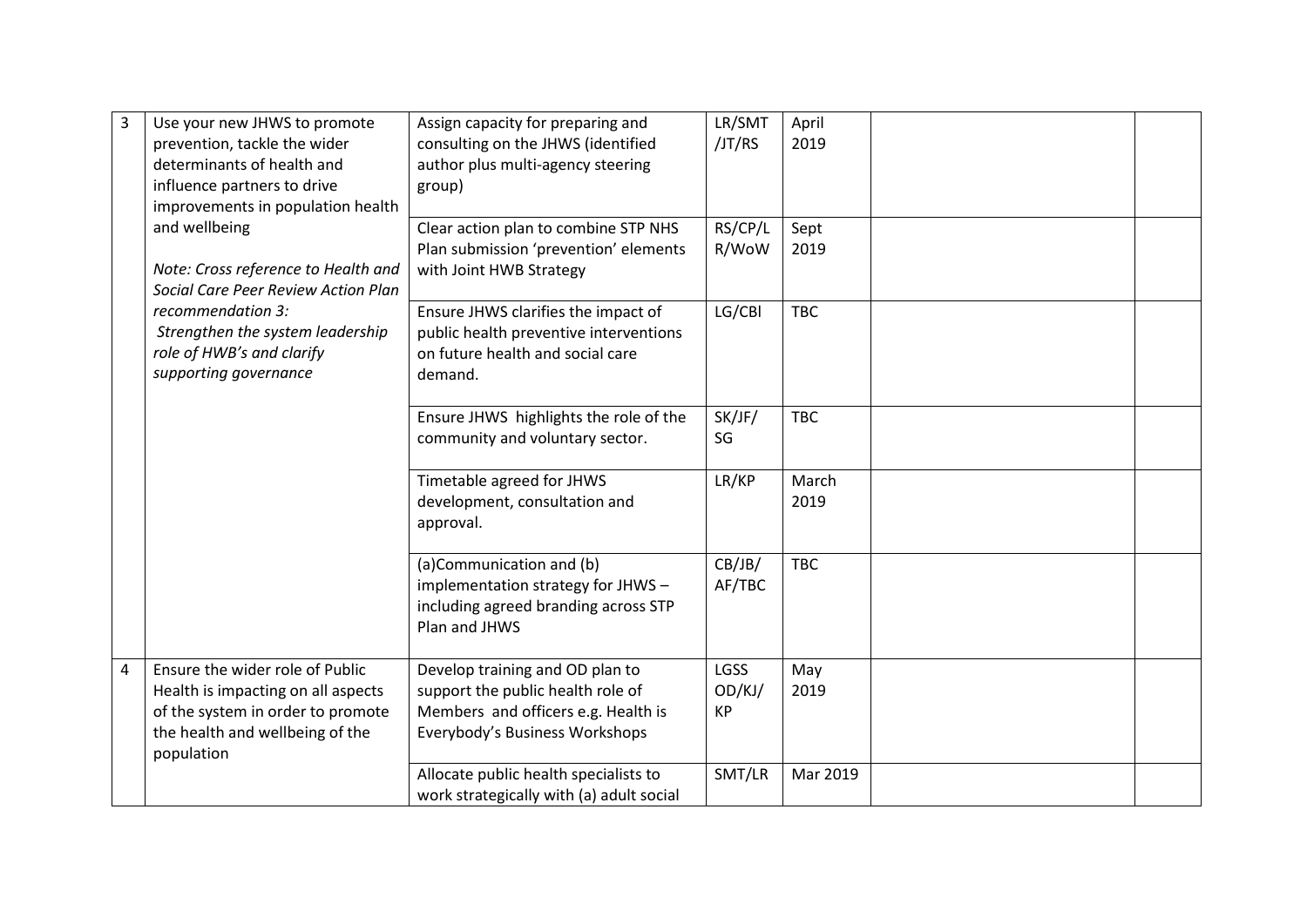| | | | | | | |
|---|---|---|---|---|---|---|
| 3 | Use your new JHWS to promote prevention, tackle the wider determinants of health and influence partners to drive improvements in population health and wellbeing<br><br>*Note: Cross reference to Health and Social Care Peer Review Action Plan recommendation 3: Strengthen the system leadership role of HWB's and clarify supporting governance* | Assign capacity for preparing and consulting on the JHWS (identified author plus multi-agency steering group) | LR/SMT /JT/RS | April 2019 | | |
| | | Clear action plan to combine STP NHS Plan submission 'prevention' elements with Joint HWB Strategy | RS/CP/LR/WoW | Sept 2019 | | |
| | | Ensure JHWS clarifies the impact of public health preventive interventions on future health and social care demand. | LG/CBl | TBC | | |
| | | Ensure JHWS highlights the role of the community and voluntary sector. | SK/JF/SG | TBC | | |
| | | Timetable agreed for JHWS development, consultation and approval. | LR/KP | March 2019 | | |
| | | (a)Communication and (b) implementation strategy for JHWS – including agreed branding across STP Plan and JHWS | CB/JB/AF/TBC | TBC | | |
| 4 | Ensure the wider role of Public Health is impacting on all aspects of the system in order to promote the health and wellbeing of the population | Develop training and OD plan to support the public health role of Members and officers e.g. Health is Everybody's Business Workshops | LGSS OD/KJ/KP | May 2019 | | |
| | | Allocate public health specialists to work strategically with (a) adult social | SMT/LR | Mar 2019 | | |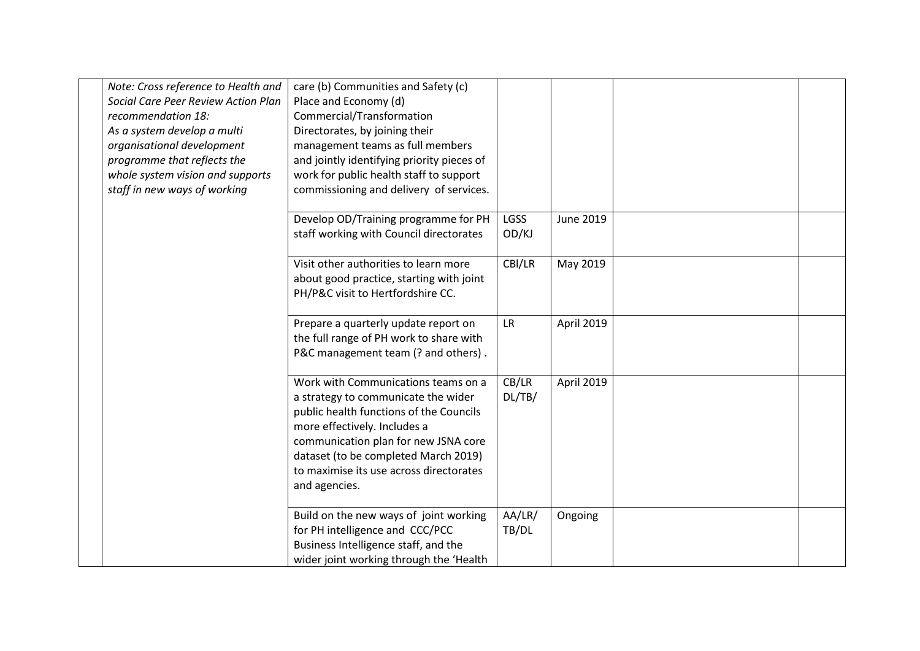| | | | | | |
|---|---|---|---|---|---|
| | *Note: Cross reference to Health and Social Care Peer Review Action Plan recommendation 18: As a system develop a multi organisational development programme that reflects the whole system vision and supports staff in new ways of working* | care (b) Communities and Safety (c) Place and Economy (d) Commercial/Transformation Directorates, by joining their management teams as full members and jointly identifying priority pieces of work for public health staff to support commissioning and delivery of services. | | | |
| | | Develop OD/Training programme for PH staff working with Council directorates | LGSS OD/KJ | June 2019 | | |
| | | Visit other authorities to learn more about good practice, starting with joint PH/P&C visit to Hertfordshire CC. | CBl/LR | May 2019 | | |
| | | Prepare a quarterly update report on the full range of PH work to share with P&C management team (? and others) . | LR | April 2019 | | |
| | | Work with Communications teams on a a strategy to communicate the wider public health functions of the Councils more effectively. Includes a communication plan for new JSNA core dataset (to be completed March 2019) to maximise its use across directorates and agencies. | CB/LR DL/TB/ | April 2019 | | |
| | | Build on the new ways of joint working for PH intelligence and CCC/PCC Business Intelligence staff, and the wider joint working through the 'Health | AA/LR/ TB/DL | Ongoing | | |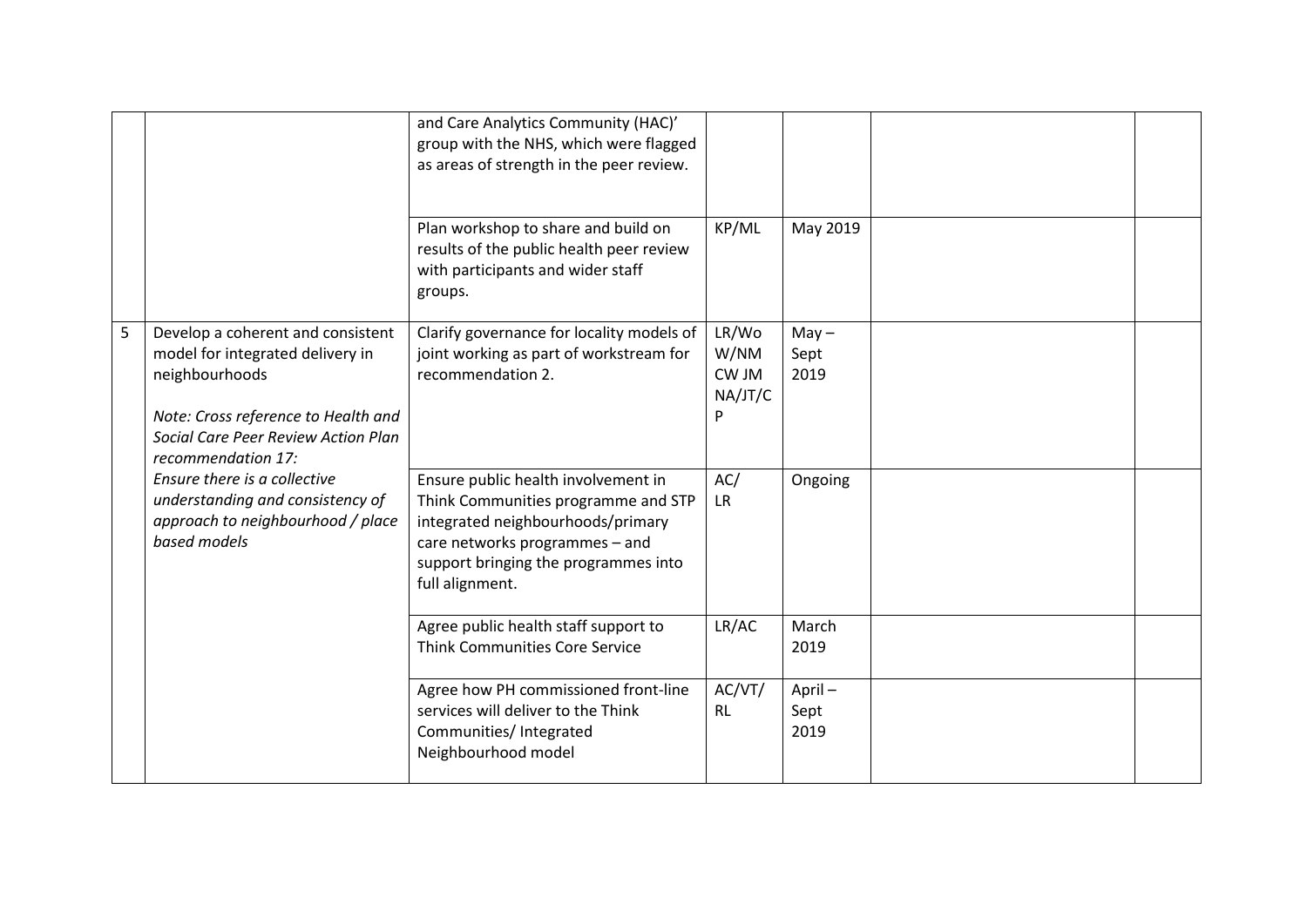| | | | | | | |
|---|---|---|---|---|---|---|
| | | and Care Analytics Community (HAC)' group with the NHS, which were flagged as areas of strength in the peer review. | | | | |
| | | Plan workshop to share and build on results of the public health peer review with participants and wider staff groups. | KP/ML | May 2019 | | |
| 5 | Develop a coherent and consistent model for integrated delivery in neighbourhoods<br><br>*Note: Cross reference to Health and Social Care Peer Review Action Plan recommendation 17: Ensure there is a collective understanding and consistency of approach to neighbourhood / place based models* | Clarify governance for locality models of joint working as part of workstream for recommendation 2. | LR/WoW/NM CW JM NA/JT/CP | May – Sept 2019 | | |
| | | Ensure public health involvement in Think Communities programme and STP integrated neighbourhoods/primary care networks programmes – and support bringing the programmes into full alignment. | AC/ LR | Ongoing | | |
| | | Agree public health staff support to Think Communities Core Service | LR/AC | March 2019 | | |
| | | Agree how PH commissioned front-line services will deliver to the Think Communities/ Integrated Neighbourhood model | AC/VT/ RL | April – Sept 2019 | | |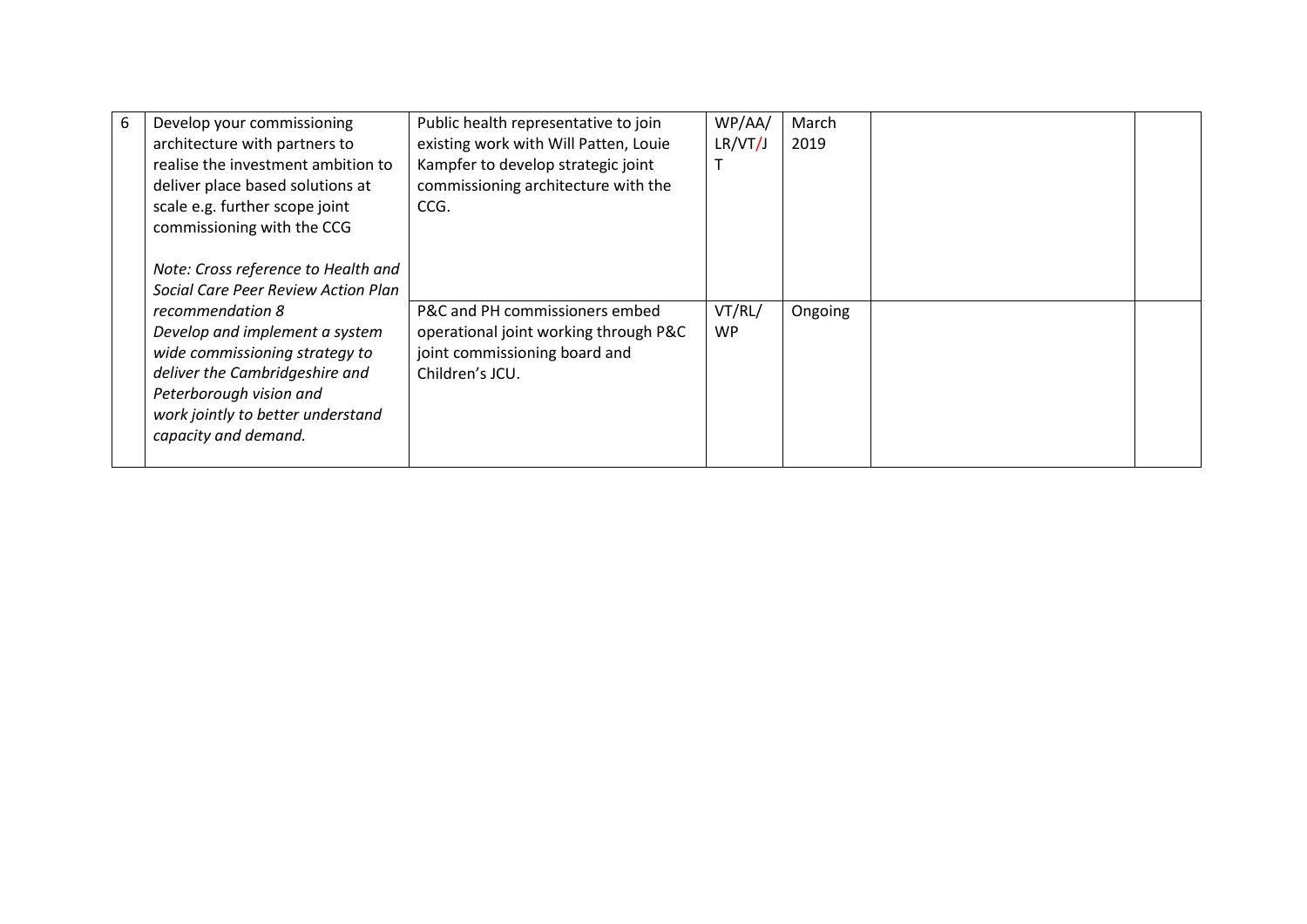| | | | | | | |
|---|---|---|---|---|---|---|
| 6 | Develop your commissioning architecture with partners to realise the investment ambition to deliver place based solutions at scale e.g. further scope joint commissioning with the CCG<br><br>*Note: Cross reference to Health and Social Care Peer Review Action Plan recommendation 8 Develop and implement a system wide commissioning strategy to deliver the Cambridgeshire and Peterborough vision and work jointly to better understand capacity and demand.* | Public health representative to join existing work with Will Patten, Louie Kampfer to develop strategic joint commissioning architecture with the CCG. | WP/AA/LR/VT/JT | March 2019 | | |
| | | P&C and PH commissioners embed operational joint working through P&C joint commissioning board and Children's JCU. | VT/RL/WP | Ongoing | | |